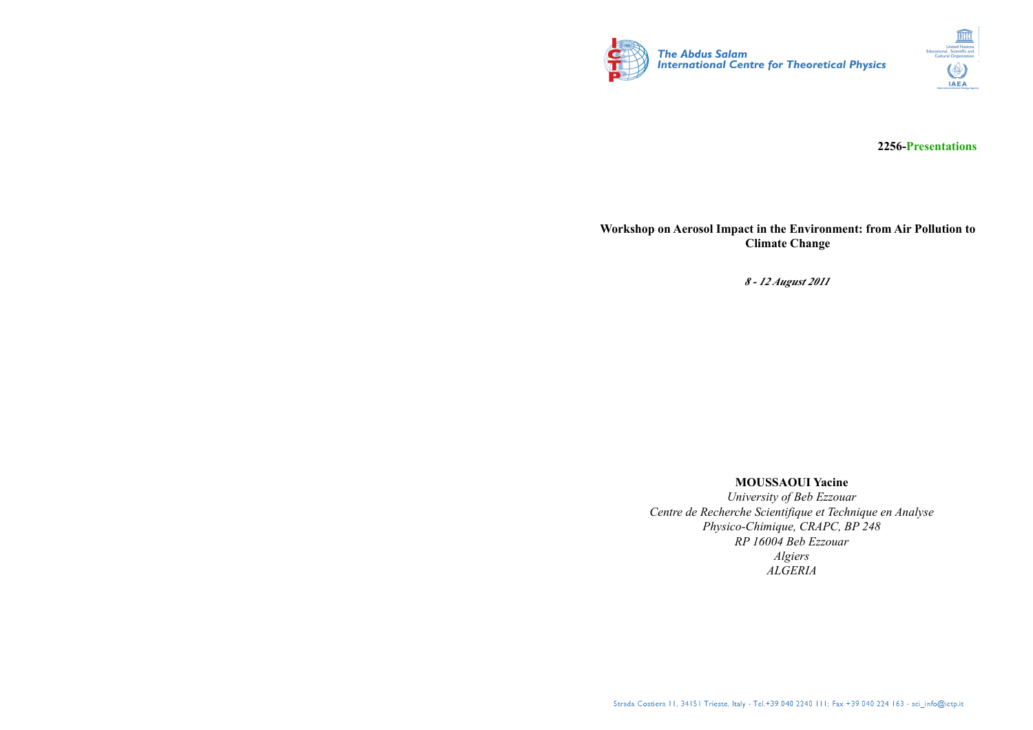The Abdus Salam International Centre for Theoretical Physics

**2256-Presentations**

**Workshop on Aerosol Impact in the Environment: from Air Pollution to Climate Change**

***8 - 12 August 2011***

**MOUSSAOUI Yacine**

*University of Beb Ezzouar*
*Centre de Recherche Scientifique et Technique en Analyse Physico-Chimique, CRAPC, BP 248*
*RP 16004 Beb Ezzouar*
*Algiers*
*ALGERIA*

Strada Costiera 11, 34151 Trieste, Italy - Tel.+39 040 2240 111; Fax +39 040 224 163 - sci_info@ictp.it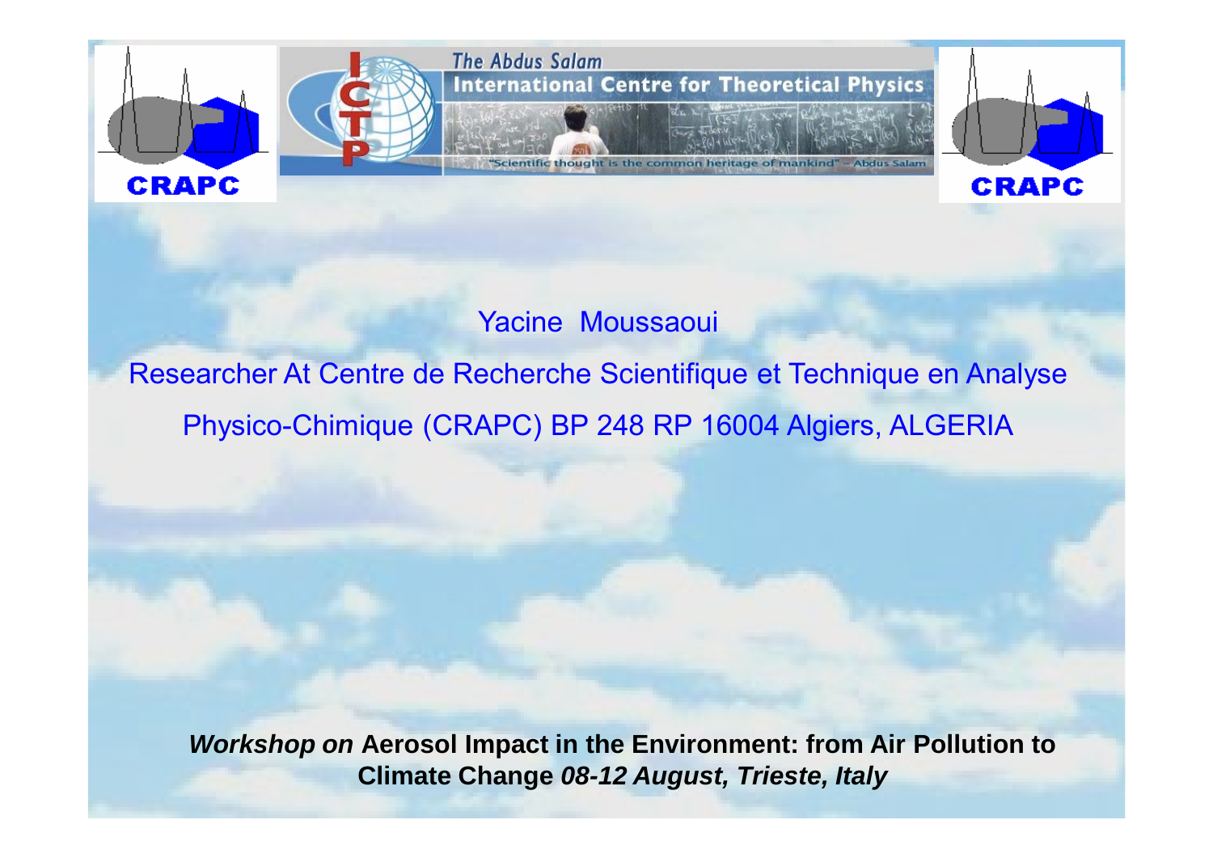Yacine Moussaoui

Researcher At Centre de Recherche Scientifique et Technique en Analyse Physico-Chimique (CRAPC) BP 248 RP 16004 Algiers, ALGERIA

***Workshop on*** **Aerosol Impact in the Environment: from Air Pollution to Climate Change** ***08-12 August, Trieste, Italy***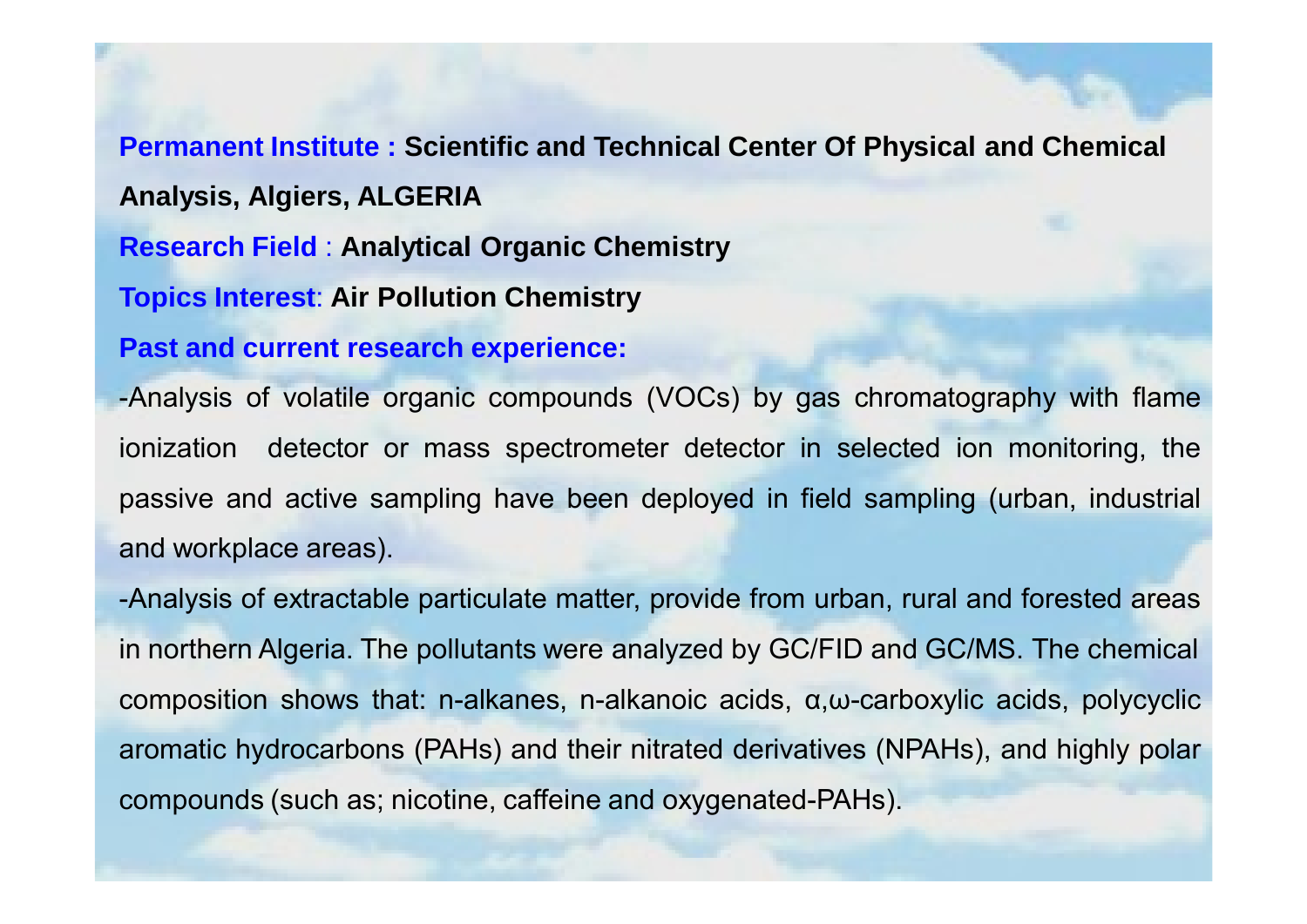**Permanent Institute : Scientific and Technical Center Of Physical and Chemical Analysis, Algiers, ALGERIA**

**Research Field : Analytical Organic Chemistry**

**Topics Interest: Air Pollution Chemistry**

**Past and current research experience:**

-Analysis of volatile organic compounds (VOCs) by gas chromatography with flame ionization detector or mass spectrometer detector in selected ion monitoring, the passive and active sampling have been deployed in field sampling (urban, industrial and workplace areas).

-Analysis of extractable particulate matter, provide from urban, rural and forested areas in northern Algeria. The pollutants were analyzed by GC/FID and GC/MS. The chemical composition shows that: n-alkanes, n-alkanoic acids, α,ω-carboxylic acids, polycyclic aromatic hydrocarbons (PAHs) and their nitrated derivatives (NPAHs), and highly polar compounds (such as; nicotine, caffeine and oxygenated-PAHs).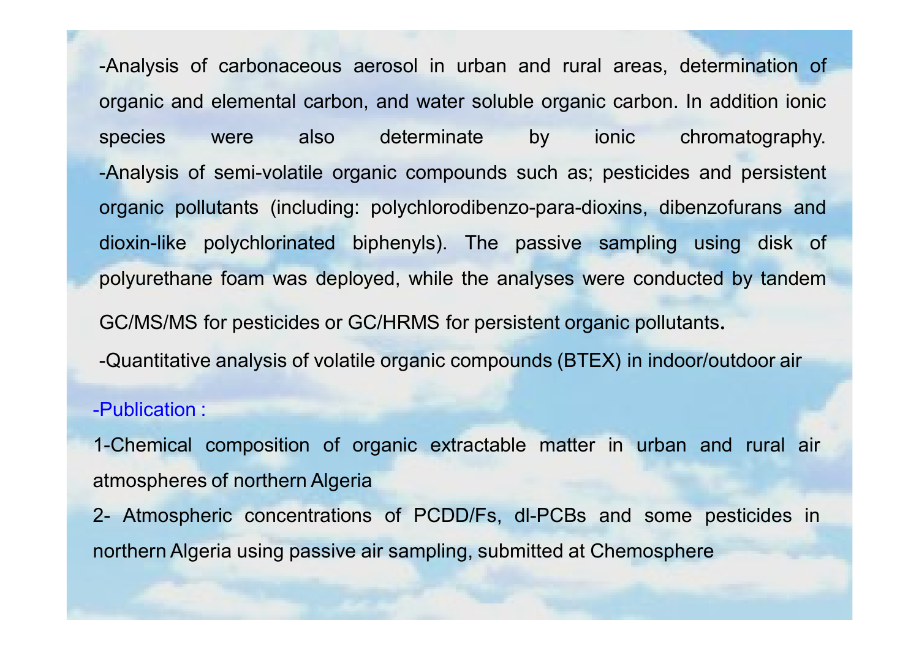-Analysis of carbonaceous aerosol in urban and rural areas, determination of organic and elemental carbon, and water soluble organic carbon. In addition ionic species were also determinate by ionic chromatography.

-Analysis of semi-volatile organic compounds such as; pesticides and persistent organic pollutants (including: polychlorodibenzo-para-dioxins, dibenzofurans and dioxin-like polychlorinated biphenyls). The passive sampling using disk of polyurethane foam was deployed, while the analyses were conducted by tandem GC/MS/MS for pesticides or GC/HRMS for persistent organic pollutants.

-Quantitative analysis of volatile organic compounds (BTEX) in indoor/outdoor air

-Publication :

1-Chemical composition of organic extractable matter in urban and rural air atmospheres of northern Algeria

2- Atmospheric concentrations of PCDD/Fs, dl-PCBs and some pesticides in northern Algeria using passive air sampling, submitted at Chemosphere